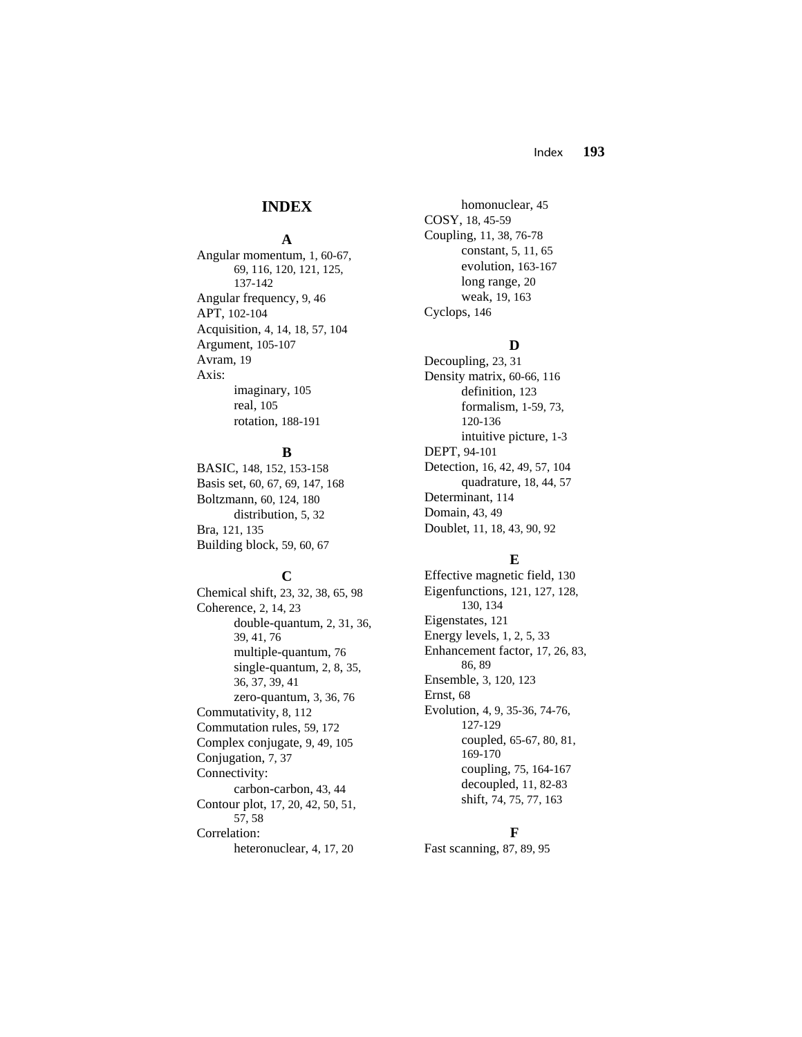# INDEX

## A

Angular momentum, 1, 60-67, 69, 116, 120, 121, 125, 137-142
Angular frequency, 9, 46
APT, 102-104
Acquisition, 4, 14, 18, 57, 104
Argument, 105-107
Avram, 19
Axis:
- imaginary, 105
- real, 105
- rotation, 188-191

## B

BASIC, 148, 152, 153-158
Basis set, 60, 67, 69, 147, 168
Boltzmann, 60, 124, 180
- distribution, 5, 32

Bra, 121, 135
Building block, 59, 60, 67

## C

Chemical shift, 23, 32, 38, 65, 98
Coherence, 2, 14, 23
- double-quantum, 2, 31, 36, 39, 41, 76
- multiple-quantum, 76
- single-quantum, 2, 8, 35, 36, 37, 39, 41
- zero-quantum, 3, 36, 76

Commutativity, 8, 112
Commutation rules, 59, 172
Complex conjugate, 9, 49, 105
Conjugation, 7, 37
Connectivity:
- carbon-carbon, 43, 44

Contour plot, 17, 20, 42, 50, 51, 57, 58
Correlation:
- heteronuclear, 4, 17, 20
- homonuclear, 45

COSY, 18, 45-59
Coupling, 11, 38, 76-78
- constant, 5, 11, 65
- evolution, 163-167
- long range, 20
- weak, 19, 163

Cyclops, 146

## D

Decoupling, 23, 31
Density matrix, 60-66, 116
- definition, 123
- formalism, 1-59, 73, 120-136
- intuitive picture, 1-3

DEPT, 94-101
Detection, 16, 42, 49, 57, 104
- quadrature, 18, 44, 57

Determinant, 114
Domain, 43, 49
Doublet, 11, 18, 43, 90, 92

## E

Effective magnetic field, 130
Eigenfunctions, 121, 127, 128, 130, 134
Eigenstates, 121
Energy levels, 1, 2, 5, 33
Enhancement factor, 17, 26, 83, 86, 89
Ensemble, 3, 120, 123
Ernst, 68
Evolution, 4, 9, 35-36, 74-76, 127-129
- coupled, 65-67, 80, 81, 169-170
- coupling, 75, 164-167
- decoupled, 11, 82-83
- shift, 74, 75, 77, 163

## F

Fast scanning, 87, 89, 95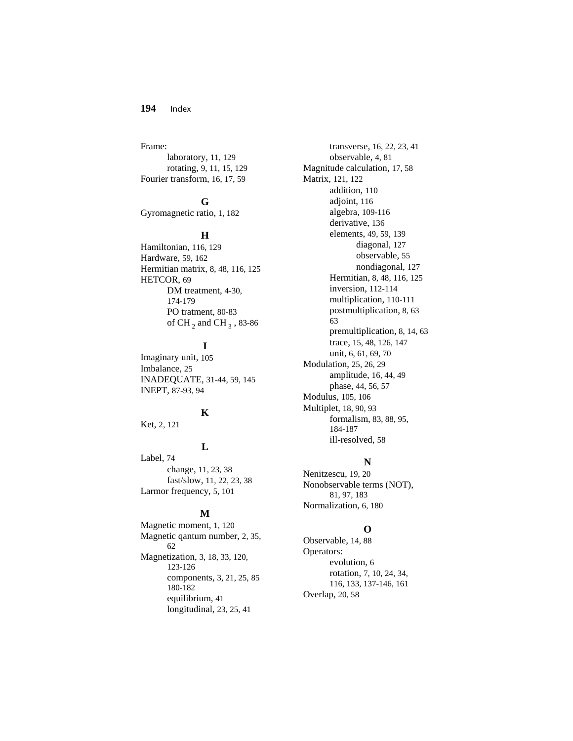Frame:
- laboratory, 11, 129
- rotating, 9, 11, 15, 129

Fourier transform, 16, 17, 59

### G

Gyromagnetic ratio, 1, 182

### H

Hamiltonian, 116, 129

Hardware, 59, 162

Hermitian matrix, 8, 48, 116, 125

HETCOR, 69
- DM treatment, 4-30, 174-179
- PO tratment, 80-83
- of $CH_2$ and $CH_3$, 83-86

### I

Imaginary unit, 105

Imbalance, 25

INADEQUATE, 31-44, 59, 145

INEPT, 87-93, 94

### K

Ket, 2, 121

### L

Label, 74
- change, 11, 23, 38
- fast/slow, 11, 22, 23, 38

Larmor frequency, 5, 101

### M

Magnetic moment, 1, 120

Magnetic qantum number, 2, 35, 62

Magnetization, 3, 18, 33, 120, 123-126
- components, 3, 21, 25, 85 180-182
- equilibrium, 41
- longitudinal, 23, 25, 41
- transverse, 16, 22, 23, 41
- observable, 4, 81

Magnitude calculation, 17, 58

Matrix, 121, 122
- addition, 110
- adjoint, 116
- algebra, 109-116
- derivative, 136
- elements, 49, 59, 139
  - diagonal, 127
  - observable, 55
  - nondiagonal, 127
- Hermitian, 8, 48, 116, 125
- inversion, 112-114
- multiplication, 110-111
- postmultiplication, 8, 63 63
- premultiplication, 8, 14, 63
- trace, 15, 48, 126, 147
- unit, 6, 61, 69, 70

Modulation, 25, 26, 29
- amplitude, 16, 44, 49
- phase, 44, 56, 57

Modulus, 105, 106

Multiplet, 18, 90, 93
- formalism, 83, 88, 95, 184-187
- ill-resolved, 58

### N

Nenitzescu, 19, 20

Nonobservable terms (NOT), 81, 97, 183

Normalization, 6, 180

### O

Observable, 14, 88

Operators:
- evolution, 6
- rotation, 7, 10, 24, 34, 116, 133, 137-146, 161

Overlap, 20, 58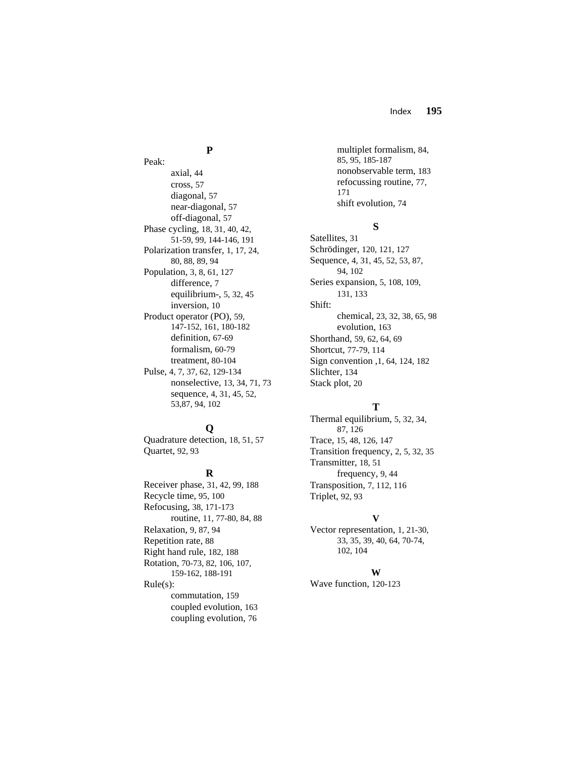### P

Peak:
- axial, 44
- cross, 57
- diagonal, 57
- near-diagonal, 57
- off-diagonal, 57

Phase cycling, 18, 31, 40, 42, 51-59, 99, 144-146, 191

Polarization transfer, 1, 17, 24, 80, 88, 89, 94

Population, 3, 8, 61, 127
- difference, 7
- equilibrium-, 5, 32, 45
- inversion, 10

Product operator (PO), 59, 147-152, 161, 180-182
- definition, 67-69
- formalism, 60-79
- treatment, 80-104

Pulse, 4, 7, 37, 62, 129-134
- nonselective, 13, 34, 71, 73
- sequence, 4, 31, 45, 52, 53,87, 94, 102

### Q

Quadrature detection, 18, 51, 57

Quartet, 92, 93

### R

Receiver phase, 31, 42, 99, 188

Recycle time, 95, 100

Refocusing, 38, 171-173
- routine, 11, 77-80, 84, 88

Relaxation, 9, 87, 94

Repetition rate, 88

Right hand rule, 182, 188

Rotation, 70-73, 82, 106, 107, 159-162, 188-191

Rule(s):
- commutation, 159
- coupled evolution, 163
- coupling evolution, 76
- multiplet formalism, 84, 85, 95, 185-187
- nonobservable term, 183
- refocussing routine, 77, 171
- shift evolution, 74

### S

Satellites, 31

Schrödinger, 120, 121, 127

Sequence, 4, 31, 45, 52, 53, 87, 94, 102

Series expansion, 5, 108, 109, 131, 133

Shift:
- chemical, 23, 32, 38, 65, 98
- evolution, 163

Shorthand, 59, 62, 64, 69

Shortcut, 77-79, 114

Sign convention ,1, 64, 124, 182

Slichter, 134

Stack plot, 20

### T

Thermal equilibrium, 5, 32, 34, 87, 126

Trace, 15, 48, 126, 147

Transition frequency, 2, 5, 32, 35

Transmitter, 18, 51
- frequency, 9, 44

Transposition, 7, 112, 116

Triplet, 92, 93

### V

Vector representation, 1, 21-30, 33, 35, 39, 40, 64, 70-74, 102, 104

### W

Wave function, 120-123